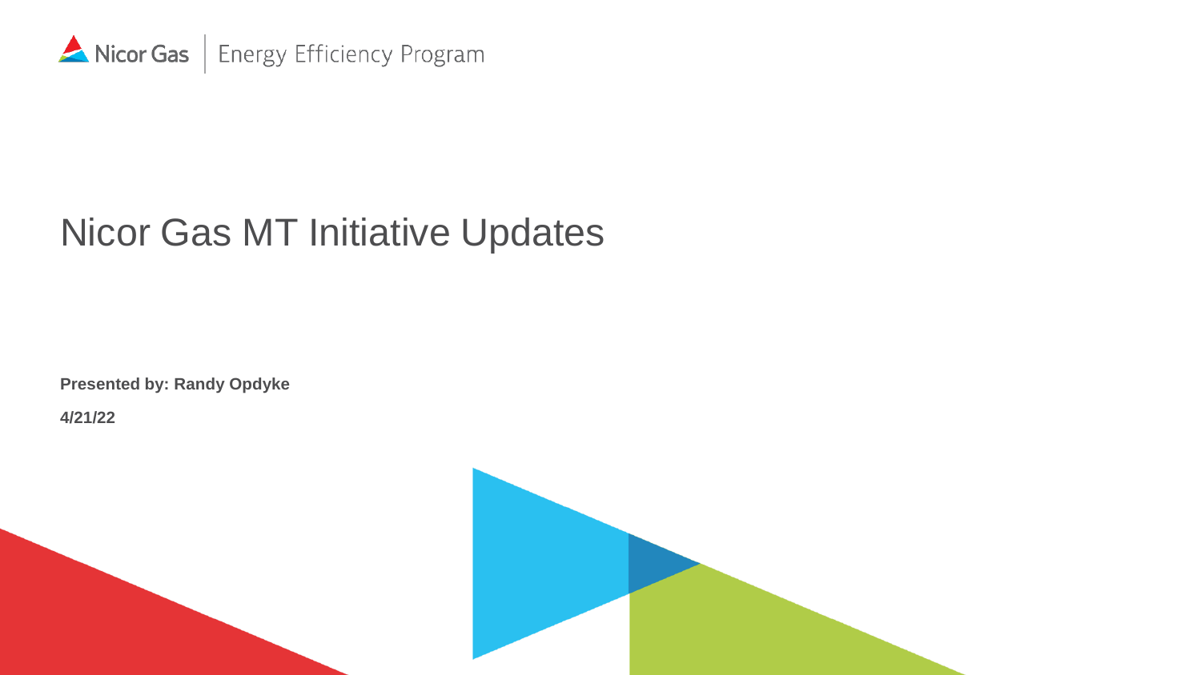Nicor Gas | Energy Efficiency Program

# Nicor Gas MT Initiative Updates

**Presented by: Randy Opdyke**

**4/21/22**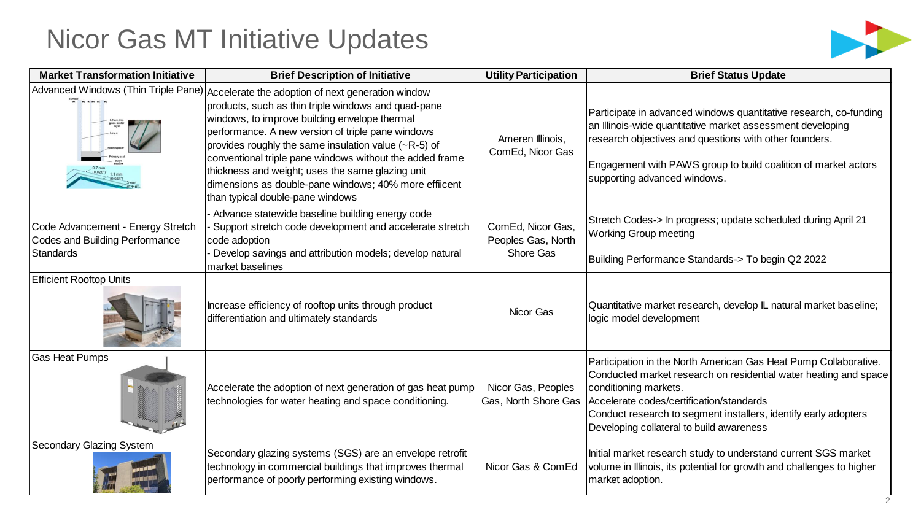# Nicor Gas MT Initiative Updates

| Market Transformation Initiative | Brief Description of Initiative | Utility Participation | Brief Status Update |
|---|---|---|---|
| Advanced Windows (Thin Triple Pane) | Accelerate the adoption of next generation window products, such as thin triple windows and quad-pane windows, to improve building envelope thermal performance. A new version of triple pane windows provides roughly the same insulation value (~R-5) of conventional triple pane windows without the added frame thickness and weight; uses the same glazing unit dimensions as double-pane windows; 40% more effiicent than typical double-pane windows | Ameren Illinois, ComEd, Nicor Gas | Participate in advanced windows quantitative research, co-funding an Illinois-wide quantitative market assessment developing research objectives and questions with other founders.<br><br>Engagement with PAWS group to build coalition of market actors supporting advanced windows. |
| Code Advancement - Energy Stretch Codes and Building Performance Standards | - Advance statewide baseline building energy code<br>- Support stretch code development and accelerate stretch code adoption<br>- Develop savings and attribution models; develop natural market baselines | ComEd, Nicor Gas, Peoples Gas, North Shore Gas | Stretch Codes-> In progress; update scheduled during April 21 Working Group meeting<br><br>Building Performance Standards-> To begin Q2 2022 |
| Efficient Rooftop Units | Increase efficiency of rooftop units through product differentiation and ultimately standards | Nicor Gas | Quantitative market research, develop IL natural market baseline; logic model development |
| Gas Heat Pumps | Accelerate the adoption of next generation of gas heat pump technologies for water heating and space conditioning. | Nicor Gas, Peoples Gas, North Shore Gas | Participation in the North American Gas Heat Pump Collaborative.<br>Conducted market research on residential water heating and space conditioning markets.<br>Accelerate codes/certification/standards<br>Conduct research to segment installers, identify early adopters<br>Developing collateral to build awareness |
| Secondary Glazing System | Secondary glazing systems (SGS) are an envelope retrofit technology in commercial buildings that improves thermal performance of poorly performing existing windows. | Nicor Gas & ComEd | Initial market research study to understand current SGS market volume in Illinois, its potential for growth and challenges to higher market adoption. |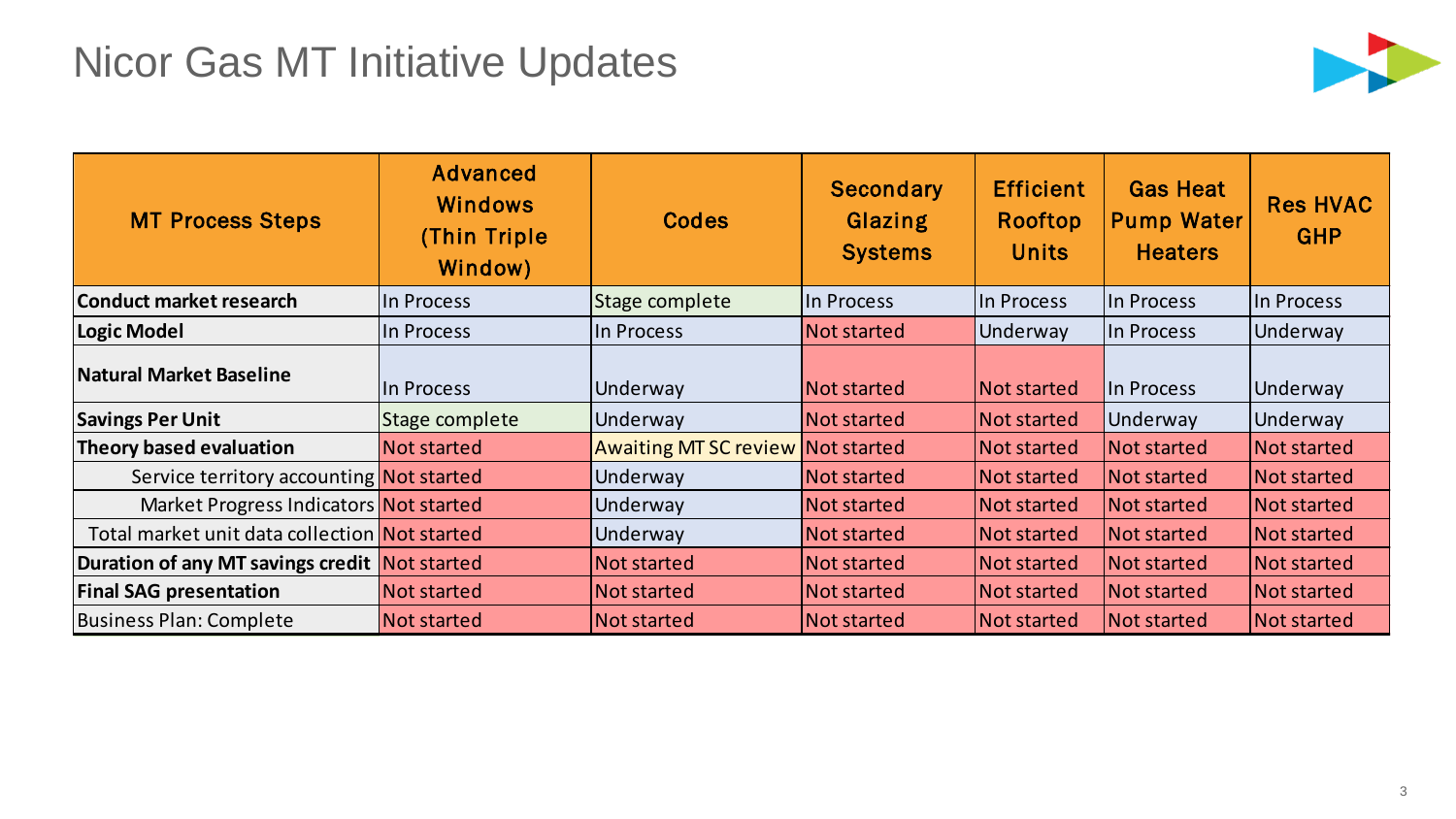# Nicor Gas MT Initiative Updates

| MT Process Steps | Advanced Windows (Thin Triple Window) | Codes | Secondary Glazing Systems | Efficient Rooftop Units | Gas Heat Pump Water Heaters | Res HVAC GHP |
|---|---|---|---|---|---|---|
| **Conduct market research** | In Process | Stage complete | In Process | In Process | In Process | In Process |
| **Logic Model** | In Process | In Process | Not started | Underway | In Process | Underway |
| **Natural Market Baseline** | In Process | Underway | Not started | Not started | In Process | Underway |
| **Savings Per Unit** | Stage complete | Underway | Not started | Not started | Underway | Underway |
| **Theory based evaluation** | Not started | Awaiting MT SC review | Not started | Not started | Not started | Not started |
| Service territory accounting | Not started | Underway | Not started | Not started | Not started | Not started |
| Market Progress Indicators | Not started | Underway | Not started | Not started | Not started | Not started |
| Total market unit data collection | Not started | Underway | Not started | Not started | Not started | Not started |
| **Duration of any MT savings credit** | Not started | Not started | Not started | Not started | Not started | Not started |
| **Final SAG presentation** | Not started | Not started | Not started | Not started | Not started | Not started |
| Business Plan: Complete | Not started | Not started | Not started | Not started | Not started | Not started |